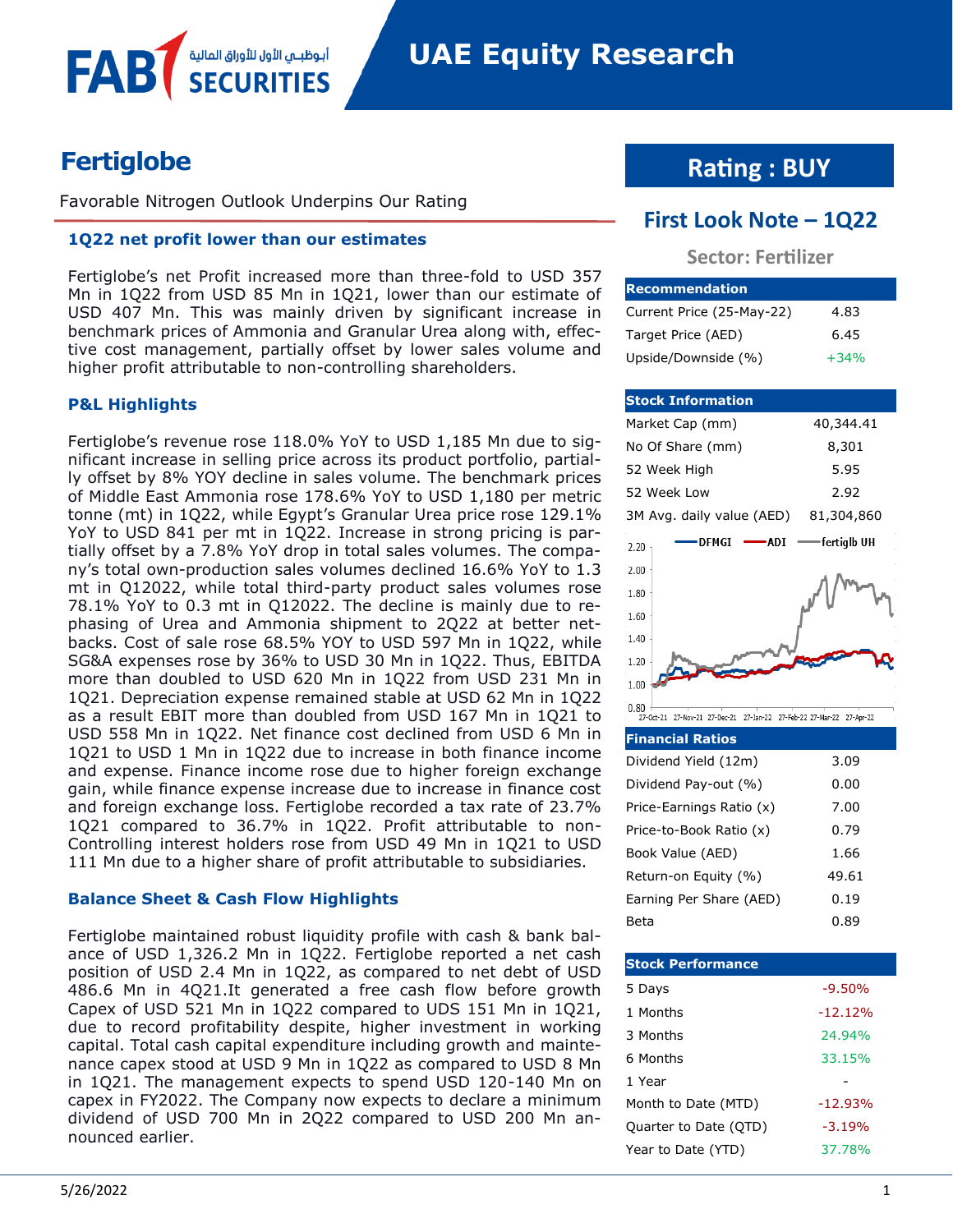# Fertiglobe

Favorable Nitrogen Outlook Underpins Our Rating

## Rating : BUY

## First Look Note – 1Q22

**Sector: Fertilizer**

| Recommendation | |
|---|---|
| Current Price (25-May-22) | 4.83 |
| Target Price (AED) | 6.45 |
| Upside/Downside (%) | +34% |

| Stock Information | |
|---|---|
| Market Cap (mm) | 40,344.41 |
| No Of Share (mm) | 8,301 |
| 52 Week High | 5.95 |
| 52 Week Low | 2.92 |
| 3M Avg. daily value (AED) | 81,304,860 |

| Financial Ratios | |
|---|---|
| Dividend Yield (12m) | 3.09 |
| Dividend Pay-out (%) | 0.00 |
| Price-Earnings Ratio (x) | 7.00 |
| Price-to-Book Ratio (x) | 0.79 |
| Book Value (AED) | 1.66 |
| Return-on Equity (%) | 49.61 |
| Earning Per Share (AED) | 0.19 |
| Beta | 0.89 |

| Stock Performance | |
|---|---|
| 5 Days | -9.50% |
| 1 Months | -12.12% |
| 3 Months | 24.94% |
| 6 Months | 33.15% |
| 1 Year | - |
| Month to Date (MTD) | -12.93% |
| Quarter to Date (QTD) | -3.19% |
| Year to Date (YTD) | 37.78% |

### 1Q22 net profit lower than our estimates

Fertiglobe's net Profit increased more than three-fold to USD 357 Mn in 1Q22 from USD 85 Mn in 1Q21, lower than our estimate of USD 407 Mn. This was mainly driven by significant increase in benchmark prices of Ammonia and Granular Urea along with, effective cost management, partially offset by lower sales volume and higher profit attributable to non-controlling shareholders.

### P&L Highlights

Fertiglobe's revenue rose 118.0% YoY to USD 1,185 Mn due to significant increase in selling price across its product portfolio, partially offset by 8% YOY decline in sales volume. The benchmark prices of Middle East Ammonia rose 178.6% YoY to USD 1,180 per metric tonne (mt) in 1Q22, while Egypt's Granular Urea price rose 129.1% YoY to USD 841 per mt in 1Q22. Increase in strong pricing is partially offset by a 7.8% YoY drop in total sales volumes. The company's total own-production sales volumes declined 16.6% YoY to 1.3 mt in Q12022, while total third-party product sales volumes rose 78.1% YoY to 0.3 mt in Q12022. The decline is mainly due to rephasing of Urea and Ammonia shipment to 2Q22 at better netbacks. Cost of sale rose 68.5% YOY to USD 597 Mn in 1Q22, while SG&A expenses rose by 36% to USD 30 Mn in 1Q22. Thus, EBITDA more than doubled to USD 620 Mn in 1Q22 from USD 231 Mn in 1Q21. Depreciation expense remained stable at USD 62 Mn in 1Q22 as a result EBIT more than doubled from USD 167 Mn in 1Q21 to USD 558 Mn in 1Q22. Net finance cost declined from USD 6 Mn in 1Q21 to USD 1 Mn in 1Q22 due to increase in both finance income and expense. Finance income rose due to higher foreign exchange gain, while finance expense increase due to increase in finance cost and foreign exchange loss. Fertiglobe recorded a tax rate of 23.7% 1Q21 compared to 36.7% in 1Q22. Profit attributable to non-Controlling interest holders rose from USD 49 Mn in 1Q21 to USD 111 Mn due to a higher share of profit attributable to subsidiaries.

### Balance Sheet & Cash Flow Highlights

Fertiglobe maintained robust liquidity profile with cash & bank balance of USD 1,326.2 Mn in 1Q22. Fertiglobe reported a net cash position of USD 2.4 Mn in 1Q22, as compared to net debt of USD 486.6 Mn in 4Q21.It generated a free cash flow before growth Capex of USD 521 Mn in 1Q22 compared to UDS 151 Mn in 1Q21, due to record profitability despite, higher investment in working capital. Total cash capital expenditure including growth and maintenance capex stood at USD 9 Mn in 1Q22 as compared to USD 8 Mn in 1Q21. The management expects to spend USD 120-140 Mn on capex in FY2022. The Company now expects to declare a minimum dividend of USD 700 Mn in 2Q22 compared to USD 200 Mn announced earlier.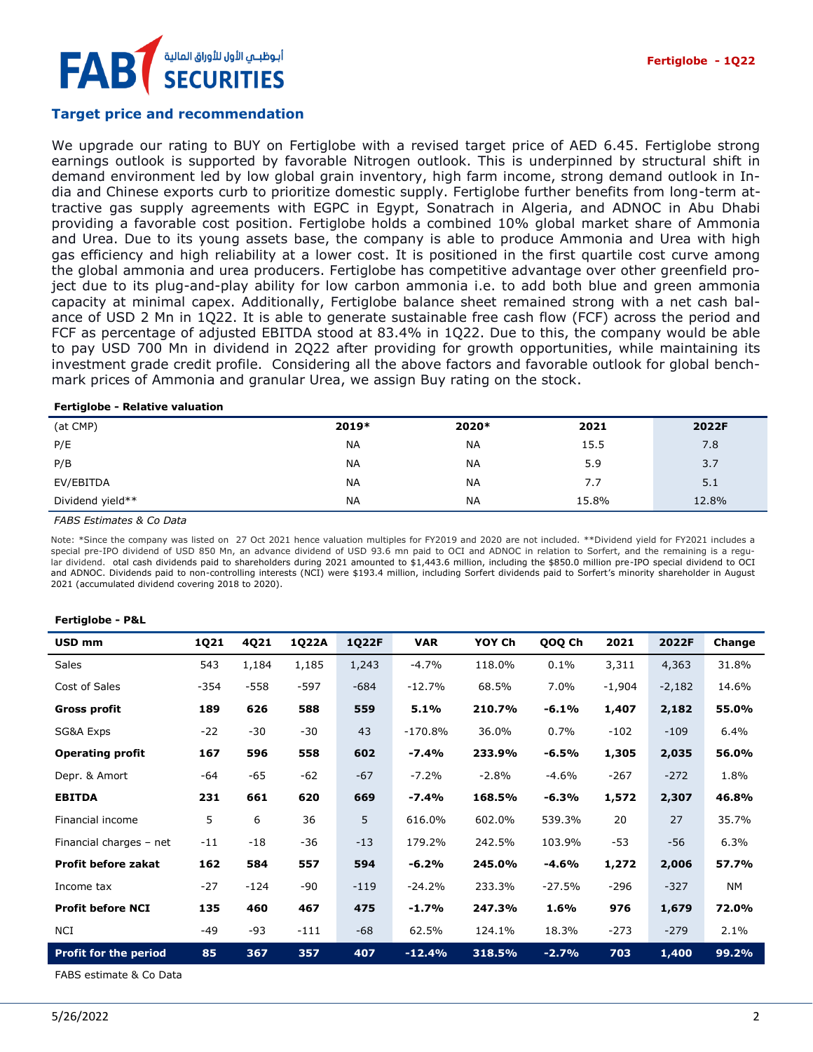## Target price and recommendation

We upgrade our rating to BUY on Fertiglobe with a revised target price of AED 6.45. Fertiglobe strong earnings outlook is supported by favorable Nitrogen outlook. This is underpinned by structural shift in demand environment led by low global grain inventory, high farm income, strong demand outlook in India and Chinese exports curb to prioritize domestic supply. Fertiglobe further benefits from long-term attractive gas supply agreements with EGPC in Egypt, Sonatrach in Algeria, and ADNOC in Abu Dhabi providing a favorable cost position. Fertiglobe holds a combined 10% global market share of Ammonia and Urea. Due to its young assets base, the company is able to produce Ammonia and Urea with high gas efficiency and high reliability at a lower cost. It is positioned in the first quartile cost curve among the global ammonia and urea producers. Fertiglobe has competitive advantage over other greenfield project due to its plug-and-play ability for low carbon ammonia i.e. to add both blue and green ammonia capacity at minimal capex. Additionally, Fertiglobe balance sheet remained strong with a net cash balance of USD 2 Mn in 1Q22. It is able to generate sustainable free cash flow (FCF) across the period and FCF as percentage of adjusted EBITDA stood at 83.4% in 1Q22. Due to this, the company would be able to pay USD 700 Mn in dividend in 2Q22 after providing for growth opportunities, while maintaining its investment grade credit profile. Considering all the above factors and favorable outlook for global benchmark prices of Ammonia and granular Urea, we assign Buy rating on the stock.

**Fertiglobe - Relative valuation**

| (at CMP) | 2019* | 2020* | 2021 | 2022F |
|---|---|---|---|---|
| P/E | NA | NA | 15.5 | 7.8 |
| P/B | NA | NA | 5.9 | 3.7 |
| EV/EBITDA | NA | NA | 7.7 | 5.1 |
| Dividend yield** | NA | NA | 15.8% | 12.8% |

*FABS Estimates & Co Data*

Note: *Since the company was listed on 27 Oct 2021 hence valuation multiples for FY2019 and 2020 are not included. **Dividend yield for FY2021 includes a special pre-IPO dividend of USD 850 Mn, an advance dividend of USD 93.6 mn paid to OCI and ADNOC in relation to Sorfert, and the remaining is a regular dividend. otal cash dividends paid to shareholders during 2021 amounted to $1,443.6 million, including the $850.0 million pre-IPO special dividend to OCI and ADNOC. Dividends paid to non-controlling interests (NCI) were $193.4 million, including Sorfert dividends paid to Sorfert's minority shareholder in August 2021 (accumulated dividend covering 2018 to 2020).

**Fertiglobe - P&L**

| USD mm | 1Q21 | 4Q21 | 1Q22A | 1Q22F | VAR | YOY Ch | QOQ Ch | 2021 | 2022F | Change |
|---|---|---|---|---|---|---|---|---|---|---|
| Sales | 543 | 1,184 | 1,185 | 1,243 | -4.7% | 118.0% | 0.1% | 3,311 | 4,363 | 31.8% |
| Cost of Sales | -354 | -558 | -597 | -684 | -12.7% | 68.5% | 7.0% | -1,904 | -2,182 | 14.6% |
| **Gross profit** | **189** | **626** | **588** | **559** | **5.1%** | **210.7%** | **-6.1%** | **1,407** | **2,182** | **55.0%** |
| SG&A Exps | -22 | -30 | -30 | 43 | -170.8% | 36.0% | 0.7% | -102 | -109 | 6.4% |
| **Operating profit** | **167** | **596** | **558** | **602** | **-7.4%** | **233.9%** | **-6.5%** | **1,305** | **2,035** | **56.0%** |
| Depr. & Amort | -64 | -65 | -62 | -67 | -7.2% | -2.8% | -4.6% | -267 | -272 | 1.8% |
| **EBITDA** | **231** | **661** | **620** | **669** | **-7.4%** | **168.5%** | **-6.3%** | **1,572** | **2,307** | **46.8%** |
| Financial income | 5 | 6 | 36 | 5 | 616.0% | 602.0% | 539.3% | 20 | 27 | 35.7% |
| Financial charges – net | -11 | -18 | -36 | -13 | 179.2% | 242.5% | 103.9% | -53 | -56 | 6.3% |
| **Profit before zakat** | **162** | **584** | **557** | **594** | **-6.2%** | **245.0%** | **-4.6%** | **1,272** | **2,006** | **57.7%** |
| Income tax | -27 | -124 | -90 | -119 | -24.2% | 233.3% | -27.5% | -296 | -327 | NM |
| **Profit before NCI** | **135** | **460** | **467** | **475** | **-1.7%** | **247.3%** | **1.6%** | **976** | **1,679** | **72.0%** |
| NCI | -49 | -93 | -111 | -68 | 62.5% | 124.1% | 18.3% | -273 | -279 | 2.1% |
| **Profit for the period** | **85** | **367** | **357** | **407** | **-12.4%** | **318.5%** | **-2.7%** | **703** | **1,400** | **99.2%** |

FABS estimate & Co Data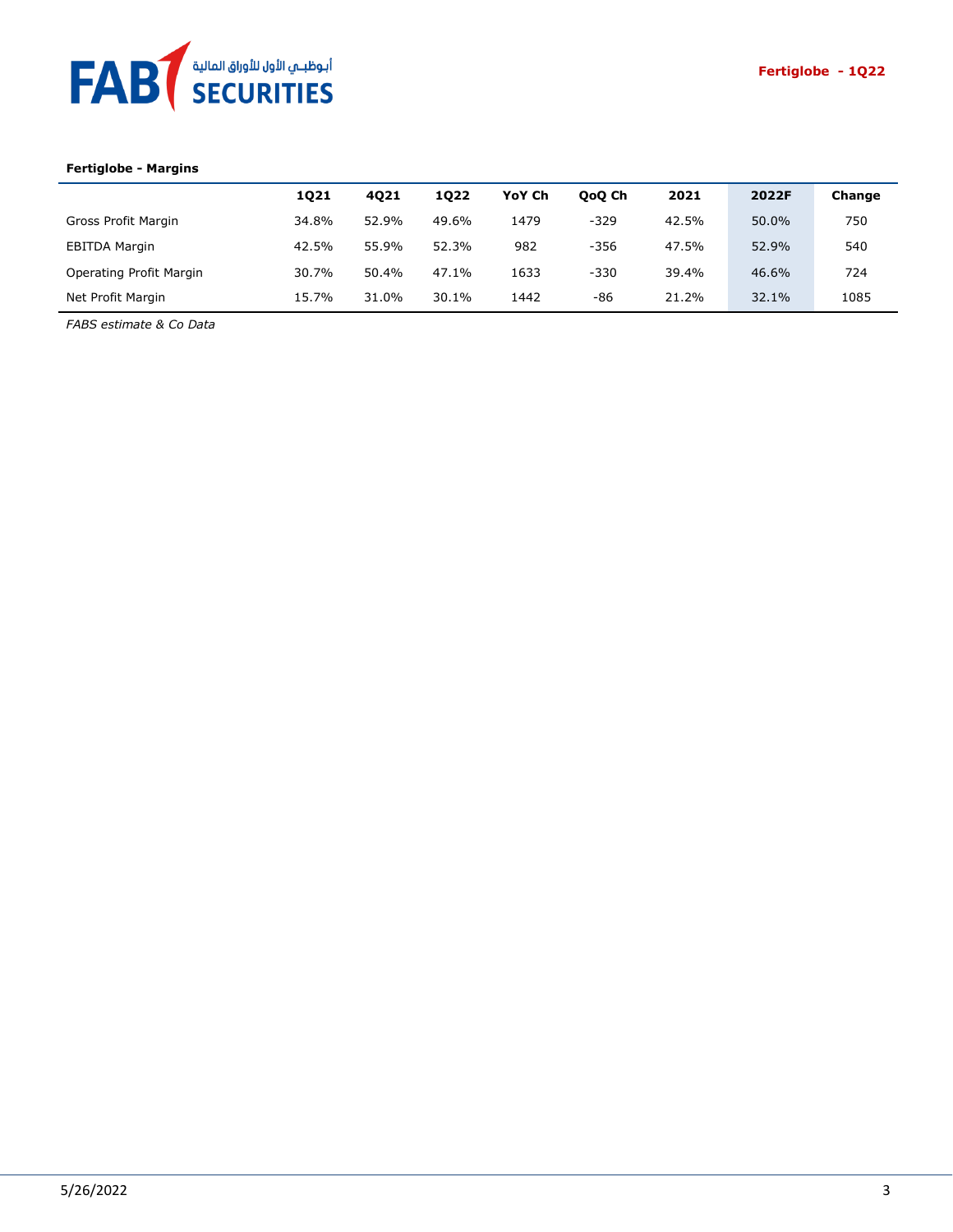**Fertiglobe - Margins**

| | 1Q21 | 4Q21 | 1Q22 | YoY Ch | QoQ Ch | 2021 | 2022F | Change |
|---|---|---|---|---|---|---|---|---|
| Gross Profit Margin | 34.8% | 52.9% | 49.6% | 1479 | -329 | 42.5% | 50.0% | 750 |
| EBITDA Margin | 42.5% | 55.9% | 52.3% | 982 | -356 | 47.5% | 52.9% | 540 |
| Operating Profit Margin | 30.7% | 50.4% | 47.1% | 1633 | -330 | 39.4% | 46.6% | 724 |
| Net Profit Margin | 15.7% | 31.0% | 30.1% | 1442 | -86 | 21.2% | 32.1% | 1085 |

*FABS estimate & Co Data*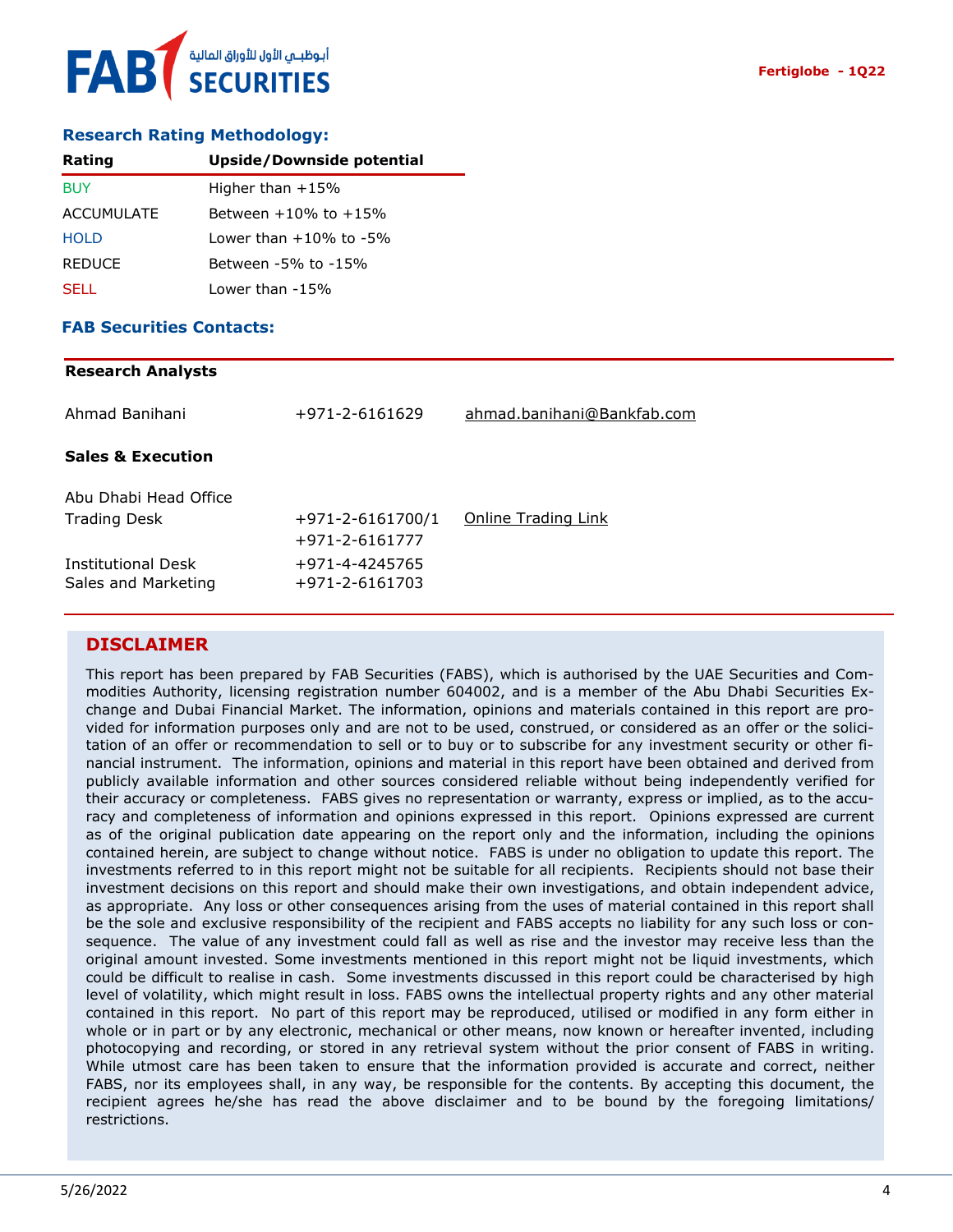## Research Rating Methodology:

| Rating | Upside/Downside potential |
|---|---|
| BUY | Higher than +15% |
| ACCUMULATE | Between +10% to +15% |
| HOLD | Lower than +10% to -5% |
| REDUCE | Between -5% to -15% |
| SELL | Lower than -15% |

## FAB Securities Contacts:

**Research Analysts**

| | | |
|---|---|---|
| Ahmad Banihani | +971-2-6161629 | ahmad.banihani@Bankfab.com |

**Sales & Execution**

| | | |
|---|---|---|
| Abu Dhabi Head Office | | |
| Trading Desk | +971-2-6161700/1<br>+971-2-6161777 | Online Trading Link |
| Institutional Desk | +971-4-4245765 | |
| Sales and Marketing | +971-2-6161703 | |

## DISCLAIMER

This report has been prepared by FAB Securities (FABS), which is authorised by the UAE Securities and Commodities Authority, licensing registration number 604002, and is a member of the Abu Dhabi Securities Exchange and Dubai Financial Market. The information, opinions and materials contained in this report are provided for information purposes only and are not to be used, construed, or considered as an offer or the solicitation of an offer or recommendation to sell or to buy or to subscribe for any investment security or other financial instrument. The information, opinions and material in this report have been obtained and derived from publicly available information and other sources considered reliable without being independently verified for their accuracy or completeness. FABS gives no representation or warranty, express or implied, as to the accuracy and completeness of information and opinions expressed in this report. Opinions expressed are current as of the original publication date appearing on the report only and the information, including the opinions contained herein, are subject to change without notice. FABS is under no obligation to update this report. The investments referred to in this report might not be suitable for all recipients. Recipients should not base their investment decisions on this report and should make their own investigations, and obtain independent advice, as appropriate. Any loss or other consequences arising from the uses of material contained in this report shall be the sole and exclusive responsibility of the recipient and FABS accepts no liability for any such loss or consequence. The value of any investment could fall as well as rise and the investor may receive less than the original amount invested. Some investments mentioned in this report might not be liquid investments, which could be difficult to realise in cash. Some investments discussed in this report could be characterised by high level of volatility, which might result in loss. FABS owns the intellectual property rights and any other material contained in this report. No part of this report may be reproduced, utilised or modified in any form either in whole or in part or by any electronic, mechanical or other means, now known or hereafter invented, including photocopying and recording, or stored in any retrieval system without the prior consent of FABS in writing. While utmost care has been taken to ensure that the information provided is accurate and correct, neither FABS, nor its employees shall, in any way, be responsible for the contents. By accepting this document, the recipient agrees he/she has read the above disclaimer and to be bound by the foregoing limitations/ restrictions.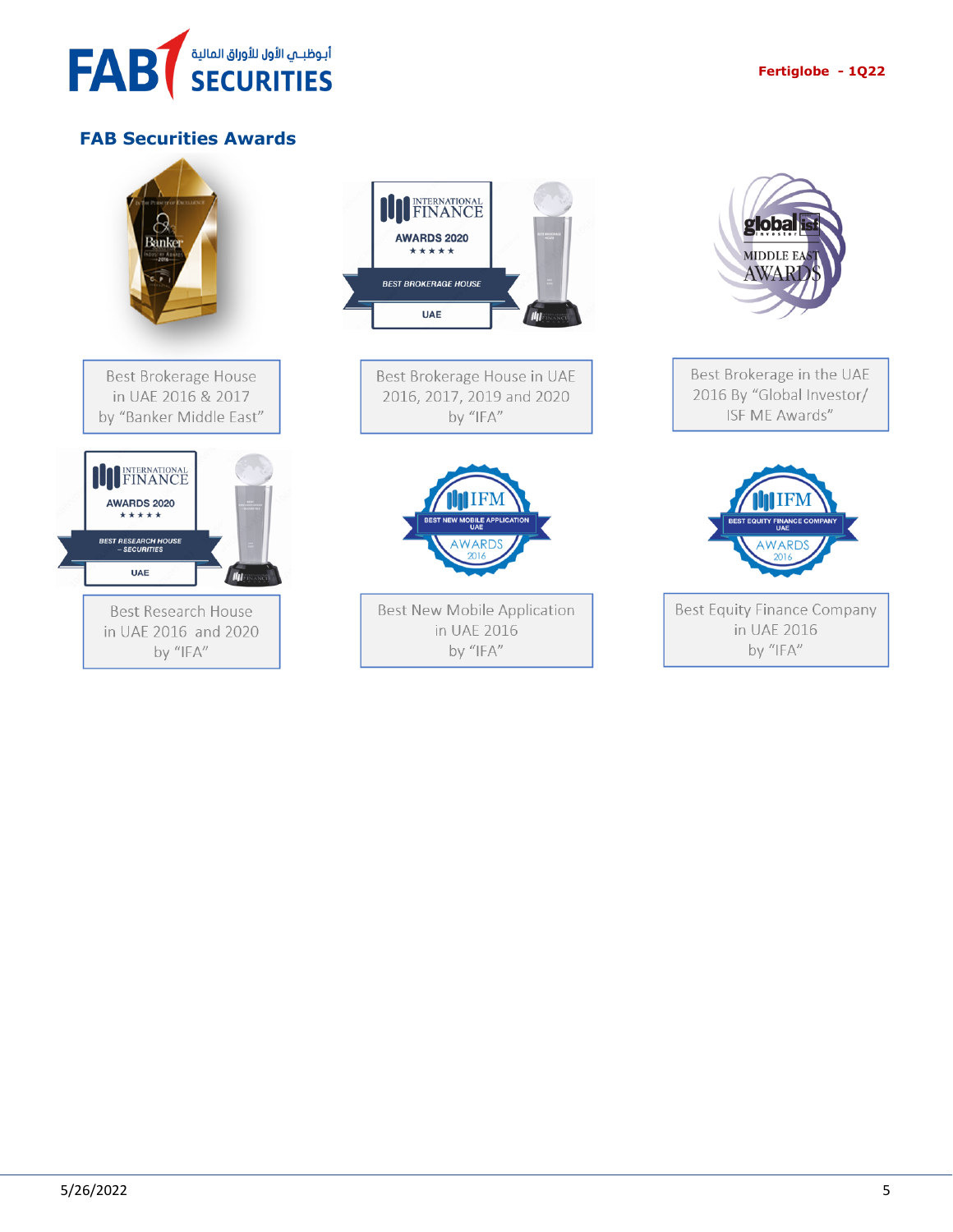## FAB Securities Awards

Best Brokerage House in UAE 2016 & 2017 by "Banker Middle East"

Best Brokerage House in UAE 2016, 2017, 2019 and 2020 by "IFA"

Best Brokerage in the UAE 2016 By "Global Investor/ ISF ME Awards"

Best Research House in UAE 2016 and 2020 by "IFA"

Best New Mobile Application in UAE 2016 by "IFA"

Best Equity Finance Company in UAE 2016 by "IFA"